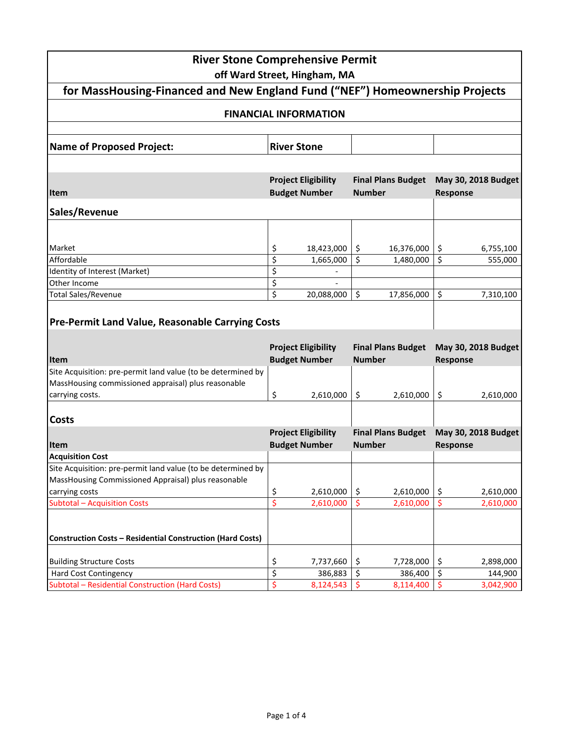# River Stone Comprehensive Permit

### off Ward Street, Hingham, MA

## for MassHousing-Financed and New England Fund ("NEF") Homeownership Projects

### FINANCIAL INFORMATION

| Name of Proposed Project: | River Stone | | |
|---|---|---|---|

## Sales/Revenue

| Item | Project Eligibility Budget Number | Final Plans Budget Number | May 30, 2018 Budget Response |
|---|---|---|---|
| Market | $ 18,423,000 | $ 16,376,000 | $ 6,755,100 |
| Affordable | $ 1,665,000 | $ 1,480,000 | $ 555,000 |
| Identity of Interest (Market) | $ - | | |
| Other Income | $ - | | |
| Total Sales/Revenue | $ 20,088,000 | $ 17,856,000 | $ 7,310,100 |

## Pre-Permit Land Value, Reasonable Carrying Costs

| Item | Project Eligibility Budget Number | Final Plans Budget Number | May 30, 2018 Budget Response |
|---|---|---|---|
| Site Acquisition: pre-permit land value (to be determined by MassHousing commissioned appraisal) plus reasonable carrying costs. | $ 2,610,000 | $ 2,610,000 | $ 2,610,000 |

## Costs

| Item | Project Eligibility Budget Number | Final Plans Budget Number | May 30, 2018 Budget Response |
|---|---|---|---|
| **Acquisition Cost** | | | |
| Site Acquisition: pre-permit land value (to be determined by MassHousing Commissioned Appraisal) plus reasonable carrying costs | $ 2,610,000 | $ 2,610,000 | $ 2,610,000 |
| Subtotal – Acquisition Costs | $ 2,610,000 | $ 2,610,000 | $ 2,610,000 |
| **Construction Costs – Residential Construction (Hard Costs)** | | | |
| Building Structure Costs | $ 7,737,660 | $ 7,728,000 | $ 2,898,000 |
| Hard Cost Contingency | $ 386,883 | $ 386,400 | $ 144,900 |
| Subtotal – Residential Construction (Hard Costs) | $ 8,124,543 | $ 8,114,400 | $ 3,042,900 |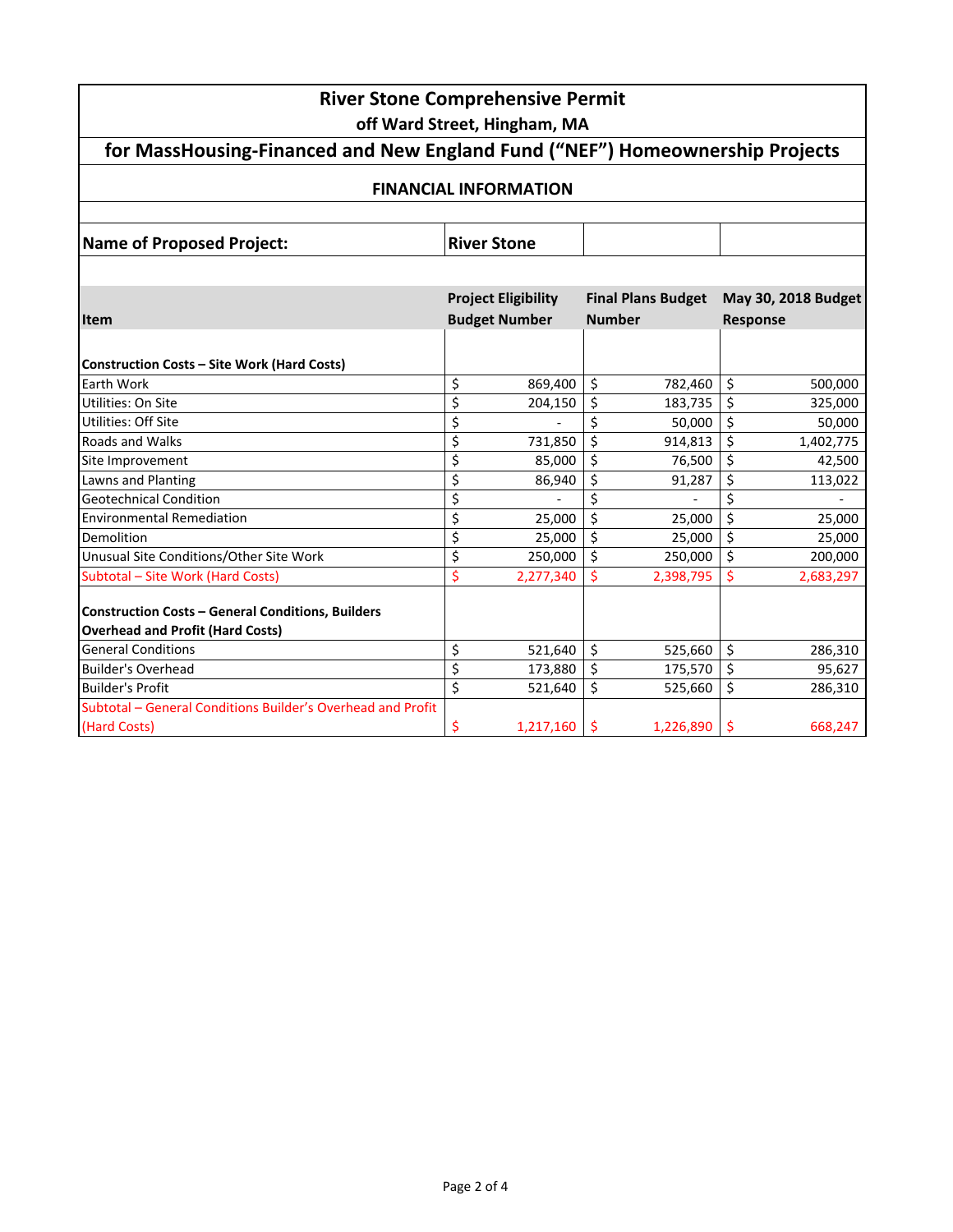# River Stone Comprehensive Permit

## off Ward Street, Hingham, MA

## for MassHousing-Financed and New England Fund ("NEF") Homeownership Projects

### FINANCIAL INFORMATION

| **Name of Proposed Project:** | **River Stone** | | |
|---|---|---|---|
| **Item** | **Project Eligibility Budget Number** | **Final Plans Budget Number** | **May 30, 2018 Budget Response** |
| **Construction Costs – Site Work (Hard Costs)** | | | |
| Earth Work | $ 869,400 | $ 782,460 | $ 500,000 |
| Utilities: On Site | $ 204,150 | $ 183,735 | $ 325,000 |
| Utilities: Off Site | $ - | $ 50,000 | $ 50,000 |
| Roads and Walks | $ 731,850 | $ 914,813 | $ 1,402,775 |
| Site Improvement | $ 85,000 | $ 76,500 | $ 42,500 |
| Lawns and Planting | $ 86,940 | $ 91,287 | $ 113,022 |
| Geotechnical Condition | $ - | $ - | $ - |
| Environmental Remediation | $ 25,000 | $ 25,000 | $ 25,000 |
| Demolition | $ 25,000 | $ 25,000 | $ 25,000 |
| Unusual Site Conditions/Other Site Work | $ 250,000 | $ 250,000 | $ 200,000 |
| Subtotal – Site Work (Hard Costs) | $ 2,277,340 | $ 2,398,795 | $ 2,683,297 |
| **Construction Costs – General Conditions, Builders Overhead and Profit (Hard Costs)** | | | |
| General Conditions | $ 521,640 | $ 525,660 | $ 286,310 |
| Builder's Overhead | $ 173,880 | $ 175,570 | $ 95,627 |
| Builder's Profit | $ 521,640 | $ 525,660 | $ 286,310 |
| Subtotal – General Conditions Builder's Overhead and Profit (Hard Costs) | $ 1,217,160 | $ 1,226,890 | $ 668,247 |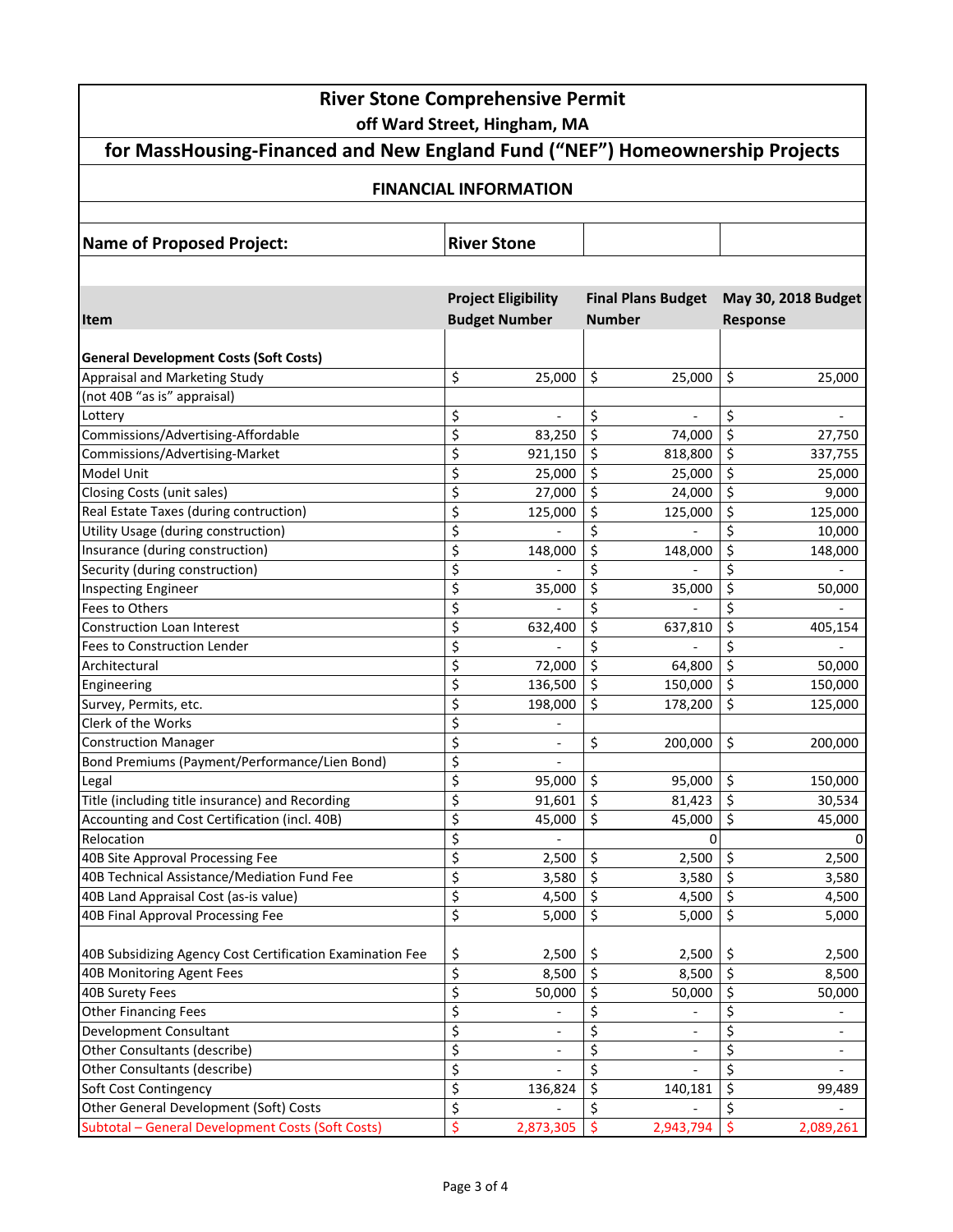# River Stone Comprehensive Permit

## off Ward Street, Hingham, MA

## for MassHousing-Financed and New England Fund ("NEF") Homeownership Projects

### FINANCIAL INFORMATION

| Name of Proposed Project: | River Stone | | |
|---|---|---|---|
| **Item** | **Project Eligibility Budget Number** | **Final Plans Budget Number** | **May 30, 2018 Budget Response** |
| **General Development Costs (Soft Costs)** | | | |
| Appraisal and Marketing Study | $ 25,000 | $ 25,000 | $ 25,000 |
| (not 40B "as is" appraisal) | | | |
| Lottery | $ - | $ - | $ - |
| Commissions/Advertising-Affordable | $ 83,250 | $ 74,000 | $ 27,750 |
| Commissions/Advertising-Market | $ 921,150 | $ 818,800 | $ 337,755 |
| Model Unit | $ 25,000 | $ 25,000 | $ 25,000 |
| Closing Costs (unit sales) | $ 27,000 | $ 24,000 | $ 9,000 |
| Real Estate Taxes (during contruction) | $ 125,000 | $ 125,000 | $ 125,000 |
| Utility Usage (during construction) | $ - | $ - | $ 10,000 |
| Insurance (during construction) | $ 148,000 | $ 148,000 | $ 148,000 |
| Security (during construction) | $ - | $ - | $ - |
| Inspecting Engineer | $ 35,000 | $ 35,000 | $ 50,000 |
| Fees to Others | $ - | $ - | $ - |
| Construction Loan Interest | $ 632,400 | $ 637,810 | $ 405,154 |
| Fees to Construction Lender | $ - | $ - | $ - |
| Architectural | $ 72,000 | $ 64,800 | $ 50,000 |
| Engineering | $ 136,500 | $ 150,000 | $ 150,000 |
| Survey, Permits, etc. | $ 198,000 | $ 178,200 | $ 125,000 |
| Clerk of the Works | $ - | | |
| Construction Manager | $ - | $ 200,000 | $ 200,000 |
| Bond Premiums (Payment/Performance/Lien Bond) | $ - | | |
| Legal | $ 95,000 | $ 95,000 | $ 150,000 |
| Title (including title insurance) and Recording | $ 91,601 | $ 81,423 | $ 30,534 |
| Accounting and Cost Certification (incl. 40B) | $ 45,000 | $ 45,000 | $ 45,000 |
| Relocation | $ - | 0 | 0 |
| 40B Site Approval Processing Fee | $ 2,500 | $ 2,500 | $ 2,500 |
| 40B Technical Assistance/Mediation Fund Fee | $ 3,580 | $ 3,580 | $ 3,580 |
| 40B Land Appraisal Cost (as-is value) | $ 4,500 | $ 4,500 | $ 4,500 |
| 40B Final Approval Processing Fee | $ 5,000 | $ 5,000 | $ 5,000 |
| 40B Subsidizing Agency Cost Certification Examination Fee | $ 2,500 | $ 2,500 | $ 2,500 |
| 40B Monitoring Agent Fees | $ 8,500 | $ 8,500 | $ 8,500 |
| 40B Surety Fees | $ 50,000 | $ 50,000 | $ 50,000 |
| Other Financing Fees | $ - | $ - | $ - |
| Development Consultant | $ - | $ - | $ - |
| Other Consultants (describe) | $ - | $ - | $ - |
| Other Consultants (describe) | $ - | $ - | $ - |
| Soft Cost Contingency | $ 136,824 | $ 140,181 | $ 99,489 |
| Other General Development (Soft) Costs | $ - | $ - | $ - |
| Subtotal – General Development Costs (Soft Costs) | $ 2,873,305 | $ 2,943,794 | $ 2,089,261 |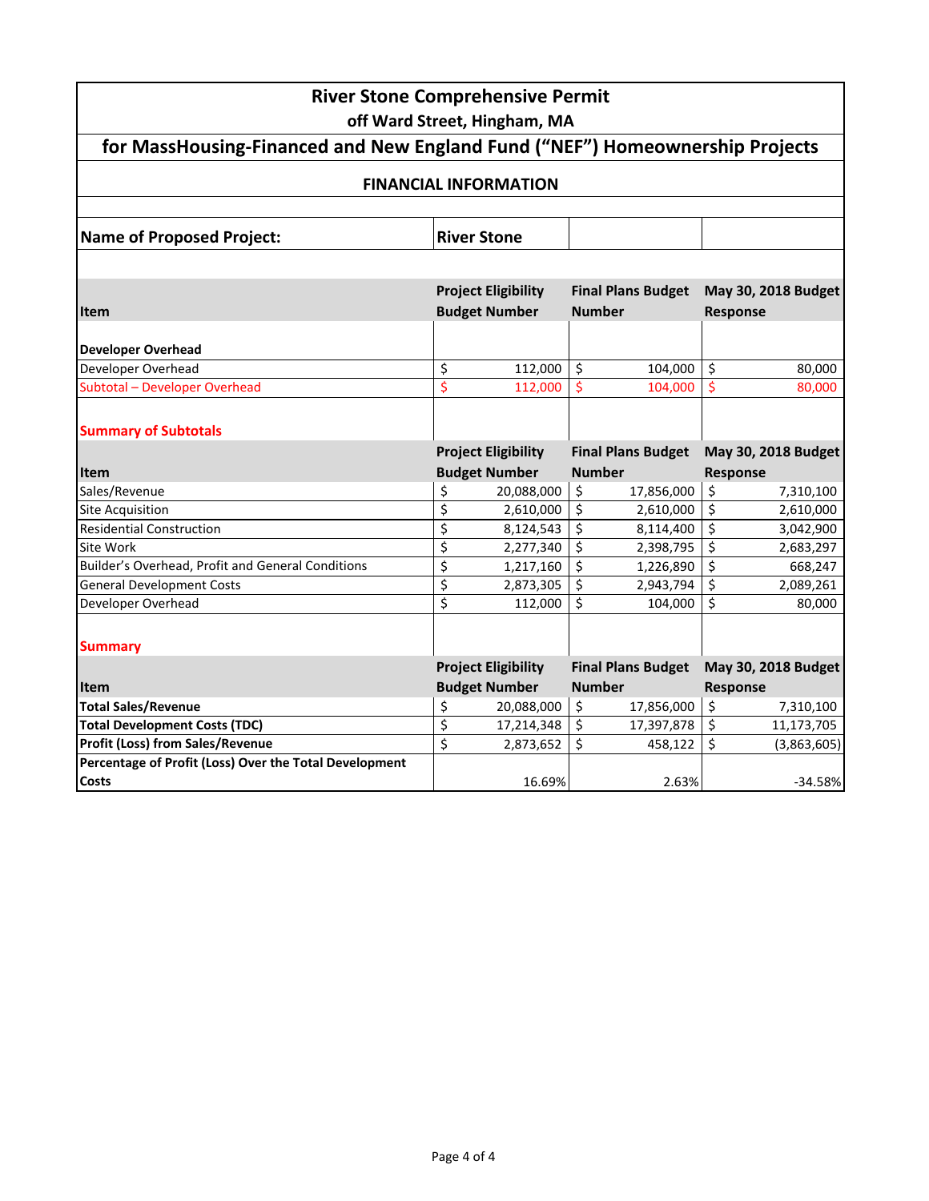# River Stone Comprehensive Permit

## off Ward Street, Hingham, MA

## for MassHousing-Financed and New England Fund ("NEF") Homeownership Projects

### FINANCIAL INFORMATION

| Name of Proposed Project: | River Stone | | |
|---|---|---|---|

| Item | Project Eligibility Budget Number | Final Plans Budget Number | May 30, 2018 Budget Response |
|---|---|---|---|
| **Developer Overhead** | | | |
| Developer Overhead | $ 112,000 | $ 104,000 | $ 80,000 |
| Subtotal – Developer Overhead | $ 112,000 | $ 104,000 | $ 80,000 |

**Summary of Subtotals**

| Item | Project Eligibility Budget Number | Final Plans Budget Number | May 30, 2018 Budget Response |
|---|---|---|---|
| Sales/Revenue | $ 20,088,000 | $ 17,856,000 | $ 7,310,100 |
| Site Acquisition | $ 2,610,000 | $ 2,610,000 | $ 2,610,000 |
| Residential Construction | $ 8,124,543 | $ 8,114,400 | $ 3,042,900 |
| Site Work | $ 2,277,340 | $ 2,398,795 | $ 2,683,297 |
| Builder's Overhead, Profit and General Conditions | $ 1,217,160 | $ 1,226,890 | $ 668,247 |
| General Development Costs | $ 2,873,305 | $ 2,943,794 | $ 2,089,261 |
| Developer Overhead | $ 112,000 | $ 104,000 | $ 80,000 |

**Summary**

| Item | Project Eligibility Budget Number | Final Plans Budget Number | May 30, 2018 Budget Response |
|---|---|---|---|
| **Total Sales/Revenue** | $ 20,088,000 | $ 17,856,000 | $ 7,310,100 |
| **Total Development Costs (TDC)** | $ 17,214,348 | $ 17,397,878 | $ 11,173,705 |
| **Profit (Loss) from Sales/Revenue** | $ 2,873,652 | $ 458,122 | $ (3,863,605) |
| **Percentage of Profit (Loss) Over the Total Development Costs** | 16.69% | 2.63% | -34.58% |